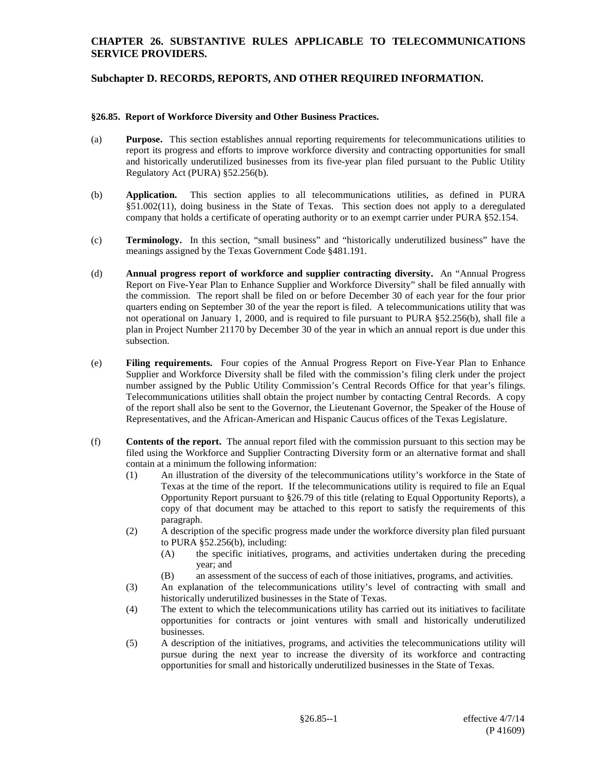# CHAPTER 26. SUBSTANTIVE RULES APPLICABLE TO TELECOMMUNICATIONS SERVICE PROVIDERS.

## Subchapter D. RECORDS, REPORTS, AND OTHER REQUIRED INFORMATION.

### §26.85. Report of Workforce Diversity and Other Business Practices.

(a) **Purpose.** This section establishes annual reporting requirements for telecommunications utilities to report its progress and efforts to improve workforce diversity and contracting opportunities for small and historically underutilized businesses from its five-year plan filed pursuant to the Public Utility Regulatory Act (PURA) §52.256(b).

(b) **Application.** This section applies to all telecommunications utilities, as defined in PURA §51.002(11), doing business in the State of Texas. This section does not apply to a deregulated company that holds a certificate of operating authority or to an exempt carrier under PURA §52.154.

(c) **Terminology.** In this section, "small business" and "historically underutilized business" have the meanings assigned by the Texas Government Code §481.191.

(d) **Annual progress report of workforce and supplier contracting diversity.** An "Annual Progress Report on Five-Year Plan to Enhance Supplier and Workforce Diversity" shall be filed annually with the commission. The report shall be filed on or before December 30 of each year for the four prior quarters ending on September 30 of the year the report is filed. A telecommunications utility that was not operational on January 1, 2000, and is required to file pursuant to PURA §52.256(b), shall file a plan in Project Number 21170 by December 30 of the year in which an annual report is due under this subsection.

(e) **Filing requirements.** Four copies of the Annual Progress Report on Five-Year Plan to Enhance Supplier and Workforce Diversity shall be filed with the commission's filing clerk under the project number assigned by the Public Utility Commission's Central Records Office for that year's filings. Telecommunications utilities shall obtain the project number by contacting Central Records. A copy of the report shall also be sent to the Governor, the Lieutenant Governor, the Speaker of the House of Representatives, and the African-American and Hispanic Caucus offices of the Texas Legislature.

(f) **Contents of the report.** The annual report filed with the commission pursuant to this section may be filed using the Workforce and Supplier Contracting Diversity form or an alternative format and shall contain at a minimum the following information:

(1) An illustration of the diversity of the telecommunications utility's workforce in the State of Texas at the time of the report. If the telecommunications utility is required to file an Equal Opportunity Report pursuant to §26.79 of this title (relating to Equal Opportunity Reports), a copy of that document may be attached to this report to satisfy the requirements of this paragraph.

(2) A description of the specific progress made under the workforce diversity plan filed pursuant to PURA §52.256(b), including:

(A) the specific initiatives, programs, and activities undertaken during the preceding year; and

(B) an assessment of the success of each of those initiatives, programs, and activities.

(3) An explanation of the telecommunications utility's level of contracting with small and historically underutilized businesses in the State of Texas.

(4) The extent to which the telecommunications utility has carried out its initiatives to facilitate opportunities for contracts or joint ventures with small and historically underutilized businesses.

(5) A description of the initiatives, programs, and activities the telecommunications utility will pursue during the next year to increase the diversity of its workforce and contracting opportunities for small and historically underutilized businesses in the State of Texas.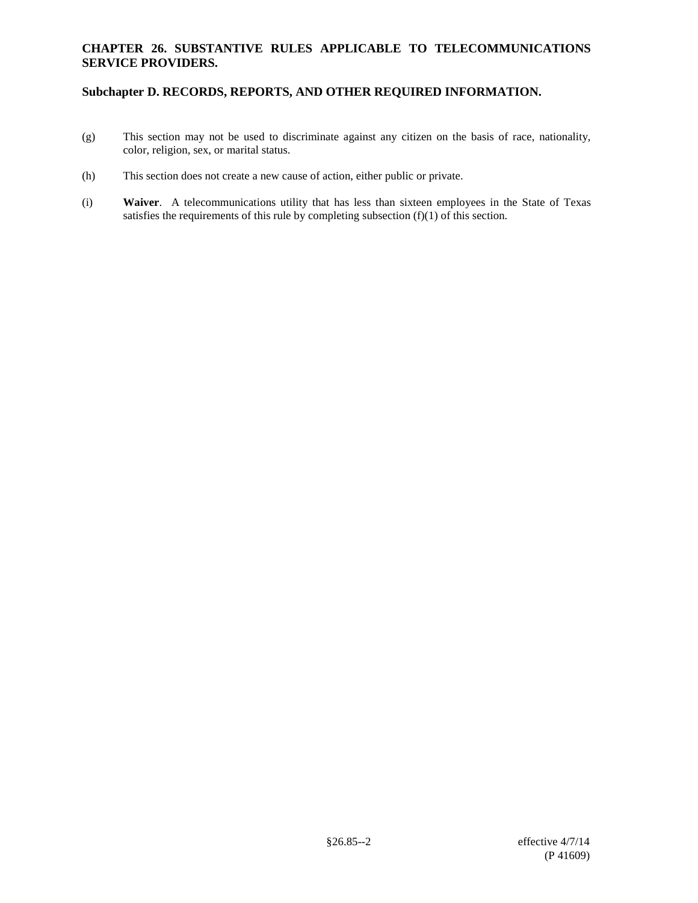(g) This section may not be used to discriminate against any citizen on the basis of race, nationality, color, religion, sex, or marital status.

(h) This section does not create a new cause of action, either public or private.

(i) **Waiver**. A telecommunications utility that has less than sixteen employees in the State of Texas satisfies the requirements of this rule by completing subsection (f)(1) of this section.